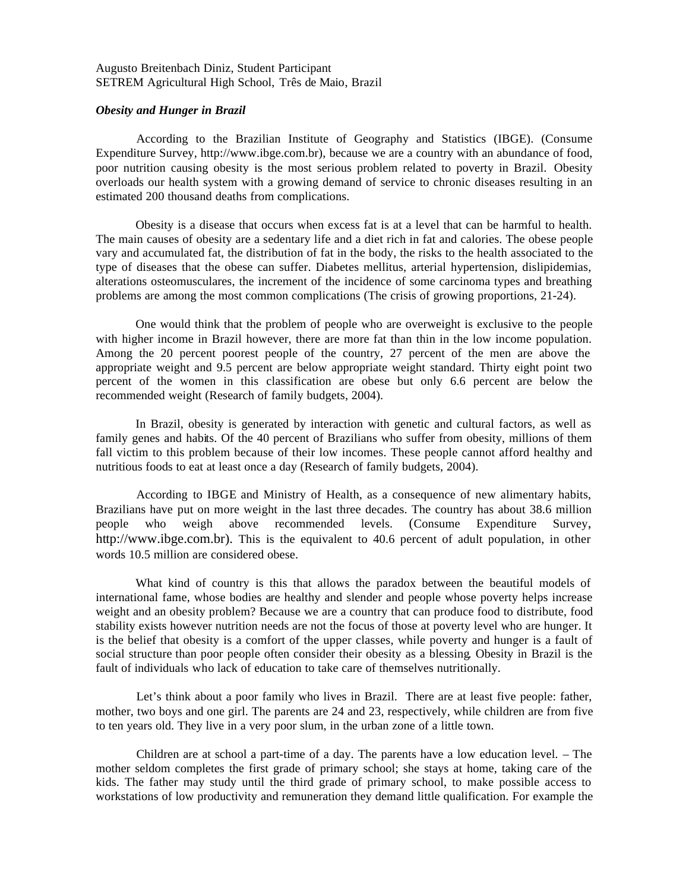Augusto Breitenbach Diniz, Student Participant
SETREM Agricultural High School, Três de Maio, Brazil

***Obesity and Hunger in Brazil***

According to the Brazilian Institute of Geography and Statistics (IBGE). (Consume Expenditure Survey, http://www.ibge.com.br), because we are a country with an abundance of food, poor nutrition causing obesity is the most serious problem related to poverty in Brazil. Obesity overloads our health system with a growing demand of service to chronic diseases resulting in an estimated 200 thousand deaths from complications.

Obesity is a disease that occurs when excess fat is at a level that can be harmful to health. The main causes of obesity are a sedentary life and a diet rich in fat and calories. The obese people vary and accumulated fat, the distribution of fat in the body, the risks to the health associated to the type of diseases that the obese can suffer. Diabetes mellitus, arterial hypertension, dislipidemias, alterations osteomusculares, the increment of the incidence of some carcinoma types and breathing problems are among the most common complications (The crisis of growing proportions, 21-24).

One would think that the problem of people who are overweight is exclusive to the people with higher income in Brazil however, there are more fat than thin in the low income population. Among the 20 percent poorest people of the country, 27 percent of the men are above the appropriate weight and 9.5 percent are below appropriate weight standard. Thirty eight point two percent of the women in this classification are obese but only 6.6 percent are below the recommended weight (Research of family budgets, 2004).

In Brazil, obesity is generated by interaction with genetic and cultural factors, as well as family genes and habits. Of the 40 percent of Brazilians who suffer from obesity, millions of them fall victim to this problem because of their low incomes. These people cannot afford healthy and nutritious foods to eat at least once a day (Research of family budgets, 2004).

According to IBGE and Ministry of Health, as a consequence of new alimentary habits, Brazilians have put on more weight in the last three decades. The country has about 38.6 million people who weigh above recommended levels. (Consume Expenditure Survey, http://www.ibge.com.br). This is the equivalent to 40.6 percent of adult population, in other words 10.5 million are considered obese.

What kind of country is this that allows the paradox between the beautiful models of international fame, whose bodies are healthy and slender and people whose poverty helps increase weight and an obesity problem? Because we are a country that can produce food to distribute, food stability exists however nutrition needs are not the focus of those at poverty level who are hunger. It is the belief that obesity is a comfort of the upper classes, while poverty and hunger is a fault of social structure than poor people often consider their obesity as a blessing. Obesity in Brazil is the fault of individuals who lack of education to take care of themselves nutritionally.

Let's think about a poor family who lives in Brazil. There are at least five people: father, mother, two boys and one girl. The parents are 24 and 23, respectively, while children are from five to ten years old. They live in a very poor slum, in the urban zone of a little town.

Children are at school a part-time of a day. The parents have a low education level. – The mother seldom completes the first grade of primary school; she stays at home, taking care of the kids. The father may study until the third grade of primary school, to make possible access to workstations of low productivity and remuneration they demand little qualification. For example the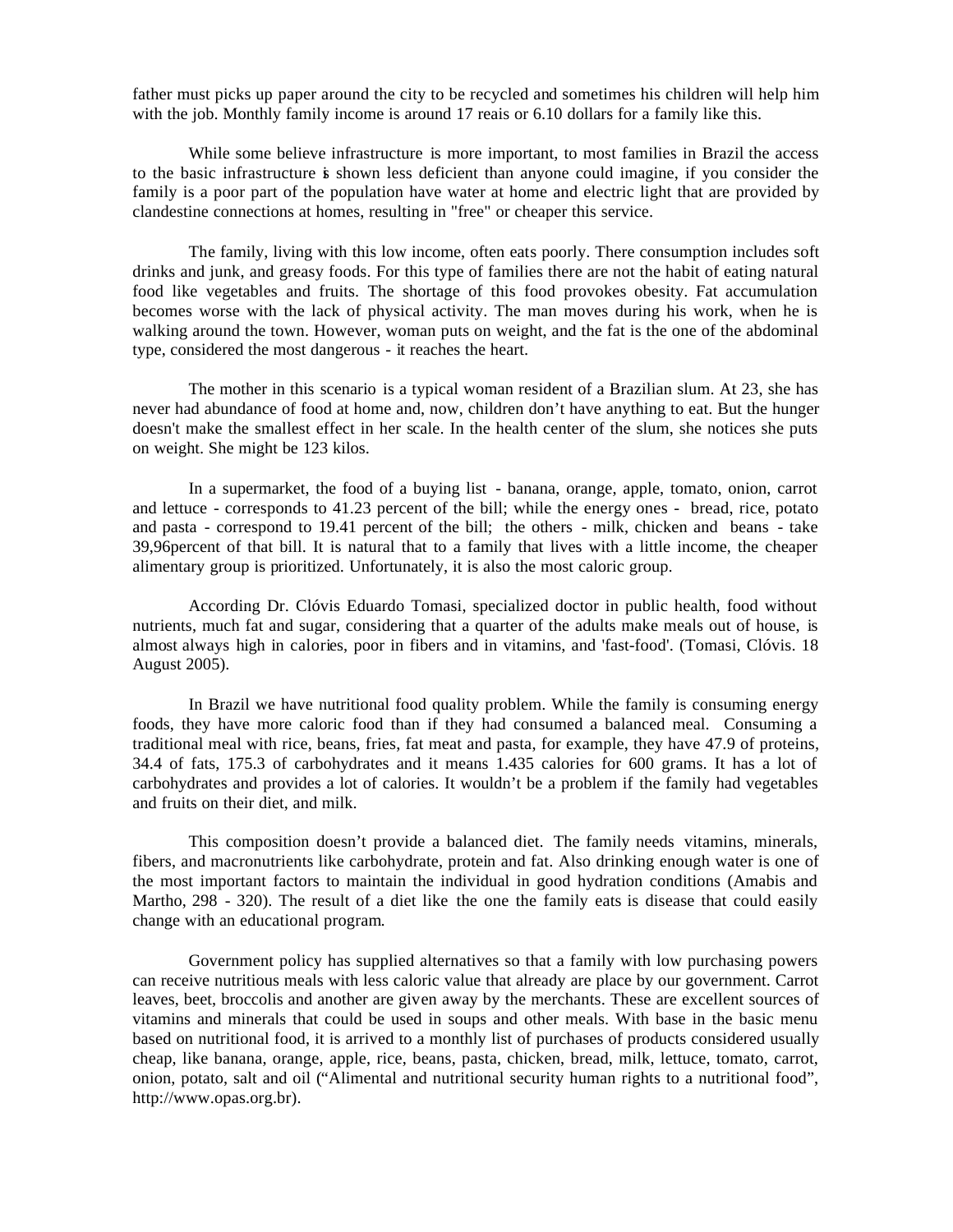father must picks up paper around the city to be recycled and sometimes his children will help him with the job. Monthly family income is around 17 reais or 6.10 dollars for a family like this.

While some believe infrastructure is more important, to most families in Brazil the access to the basic infrastructure is shown less deficient than anyone could imagine, if you consider the family is a poor part of the population have water at home and electric light that are provided by clandestine connections at homes, resulting in "free" or cheaper this service.

The family, living with this low income, often eats poorly. There consumption includes soft drinks and junk, and greasy foods. For this type of families there are not the habit of eating natural food like vegetables and fruits. The shortage of this food provokes obesity. Fat accumulation becomes worse with the lack of physical activity. The man moves during his work, when he is walking around the town. However, woman puts on weight, and the fat is the one of the abdominal type, considered the most dangerous - it reaches the heart.

The mother in this scenario is a typical woman resident of a Brazilian slum. At 23, she has never had abundance of food at home and, now, children don't have anything to eat. But the hunger doesn't make the smallest effect in her scale. In the health center of the slum, she notices she puts on weight. She might be 123 kilos.

In a supermarket, the food of a buying list - banana, orange, apple, tomato, onion, carrot and lettuce - corresponds to 41.23 percent of the bill; while the energy ones - bread, rice, potato and pasta - correspond to 19.41 percent of the bill; the others - milk, chicken and beans - take 39,96percent of that bill. It is natural that to a family that lives with a little income, the cheaper alimentary group is prioritized. Unfortunately, it is also the most caloric group.

According Dr. Clóvis Eduardo Tomasi, specialized doctor in public health, food without nutrients, much fat and sugar, considering that a quarter of the adults make meals out of house, is almost always high in calories, poor in fibers and in vitamins, and 'fast-food'. (Tomasi, Clóvis. 18 August 2005).

In Brazil we have nutritional food quality problem. While the family is consuming energy foods, they have more caloric food than if they had consumed a balanced meal. Consuming a traditional meal with rice, beans, fries, fat meat and pasta, for example, they have 47.9 of proteins, 34.4 of fats, 175.3 of carbohydrates and it means 1.435 calories for 600 grams. It has a lot of carbohydrates and provides a lot of calories. It wouldn't be a problem if the family had vegetables and fruits on their diet, and milk.

This composition doesn't provide a balanced diet. The family needs vitamins, minerals, fibers, and macronutrients like carbohydrate, protein and fat. Also drinking enough water is one of the most important factors to maintain the individual in good hydration conditions (Amabis and Martho, 298 - 320). The result of a diet like the one the family eats is disease that could easily change with an educational program.

Government policy has supplied alternatives so that a family with low purchasing powers can receive nutritious meals with less caloric value that already are place by our government. Carrot leaves, beet, broccolis and another are given away by the merchants. These are excellent sources of vitamins and minerals that could be used in soups and other meals. With base in the basic menu based on nutritional food, it is arrived to a monthly list of purchases of products considered usually cheap, like banana, orange, apple, rice, beans, pasta, chicken, bread, milk, lettuce, tomato, carrot, onion, potato, salt and oil ("Alimental and nutritional security human rights to a nutritional food", http://www.opas.org.br).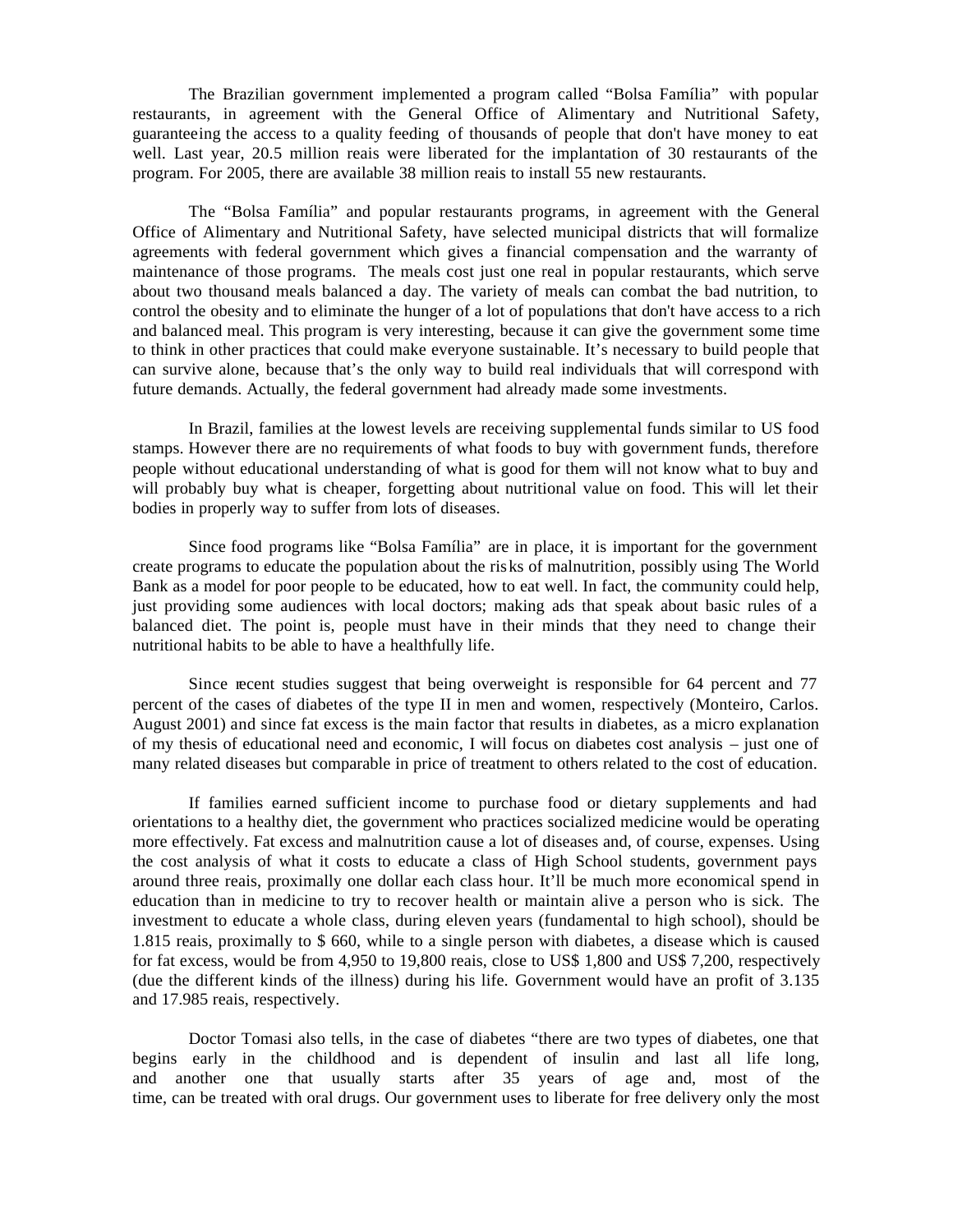The Brazilian government implemented a program called "Bolsa Família" with popular restaurants, in agreement with the General Office of Alimentary and Nutritional Safety, guaranteeing the access to a quality feeding of thousands of people that don't have money to eat well. Last year, 20.5 million reais were liberated for the implantation of 30 restaurants of the program. For 2005, there are available 38 million reais to install 55 new restaurants.

The "Bolsa Família" and popular restaurants programs, in agreement with the General Office of Alimentary and Nutritional Safety, have selected municipal districts that will formalize agreements with federal government which gives a financial compensation and the warranty of maintenance of those programs. The meals cost just one real in popular restaurants, which serve about two thousand meals balanced a day. The variety of meals can combat the bad nutrition, to control the obesity and to eliminate the hunger of a lot of populations that don't have access to a rich and balanced meal. This program is very interesting, because it can give the government some time to think in other practices that could make everyone sustainable. It's necessary to build people that can survive alone, because that's the only way to build real individuals that will correspond with future demands. Actually, the federal government had already made some investments.

In Brazil, families at the lowest levels are receiving supplemental funds similar to US food stamps. However there are no requirements of what foods to buy with government funds, therefore people without educational understanding of what is good for them will not know what to buy and will probably buy what is cheaper, forgetting about nutritional value on food. This will let their bodies in properly way to suffer from lots of diseases.

Since food programs like "Bolsa Família" are in place, it is important for the government create programs to educate the population about the risks of malnutrition, possibly using The World Bank as a model for poor people to be educated, how to eat well. In fact, the community could help, just providing some audiences with local doctors; making ads that speak about basic rules of a balanced diet. The point is, people must have in their minds that they need to change their nutritional habits to be able to have a healthfully life.

Since recent studies suggest that being overweight is responsible for 64 percent and 77 percent of the cases of diabetes of the type II in men and women, respectively (Monteiro, Carlos. August 2001) and since fat excess is the main factor that results in diabetes, as a micro explanation of my thesis of educational need and economic, I will focus on diabetes cost analysis – just one of many related diseases but comparable in price of treatment to others related to the cost of education.

If families earned sufficient income to purchase food or dietary supplements and had orientations to a healthy diet, the government who practices socialized medicine would be operating more effectively. Fat excess and malnutrition cause a lot of diseases and, of course, expenses. Using the cost analysis of what it costs to educate a class of High School students, government pays around three reais, proximally one dollar each class hour. It'll be much more economical spend in education than in medicine to try to recover health or maintain alive a person who is sick. The investment to educate a whole class, during eleven years (fundamental to high school), should be 1.815 reais, proximally to $ 660, while to a single person with diabetes, a disease which is caused for fat excess, would be from 4,950 to 19,800 reais, close to US$ 1,800 and US$ 7,200, respectively (due the different kinds of the illness) during his life. Government would have an profit of 3.135 and 17.985 reais, respectively.

Doctor Tomasi also tells, in the case of diabetes "there are two types of diabetes, one that begins early in the childhood and is dependent of insulin and last all life long, and another one that usually starts after 35 years of age and, most of the time, can be treated with oral drugs. Our government uses to liberate for free delivery only the most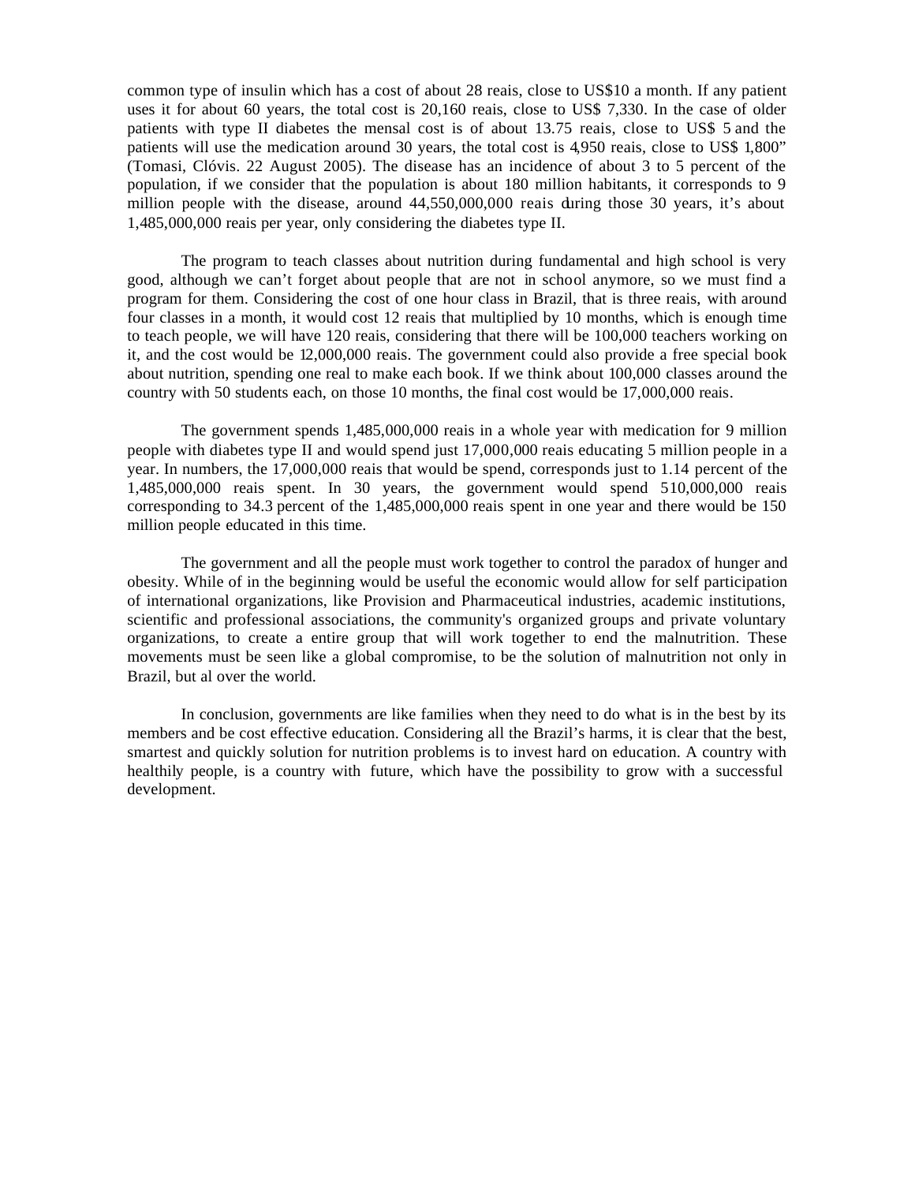common type of insulin which has a cost of about 28 reais, close to US$10 a month. If any patient uses it for about 60 years, the total cost is 20,160 reais, close to US$ 7,330. In the case of older patients with type II diabetes the mensal cost is of about 13.75 reais, close to US$ 5 and the patients will use the medication around 30 years, the total cost is 4,950 reais, close to US$ 1,800" (Tomasi, Clóvis. 22 August 2005). The disease has an incidence of about 3 to 5 percent of the population, if we consider that the population is about 180 million habitants, it corresponds to 9 million people with the disease, around 44,550,000,000 reais during those 30 years, it's about 1,485,000,000 reais per year, only considering the diabetes type II.

The program to teach classes about nutrition during fundamental and high school is very good, although we can't forget about people that are not in school anymore, so we must find a program for them. Considering the cost of one hour class in Brazil, that is three reais, with around four classes in a month, it would cost 12 reais that multiplied by 10 months, which is enough time to teach people, we will have 120 reais, considering that there will be 100,000 teachers working on it, and the cost would be 12,000,000 reais. The government could also provide a free special book about nutrition, spending one real to make each book. If we think about 100,000 classes around the country with 50 students each, on those 10 months, the final cost would be 17,000,000 reais.

The government spends 1,485,000,000 reais in a whole year with medication for 9 million people with diabetes type II and would spend just 17,000,000 reais educating 5 million people in a year. In numbers, the 17,000,000 reais that would be spend, corresponds just to 1.14 percent of the 1,485,000,000 reais spent. In 30 years, the government would spend 510,000,000 reais corresponding to 34.3 percent of the 1,485,000,000 reais spent in one year and there would be 150 million people educated in this time.

The government and all the people must work together to control the paradox of hunger and obesity. While of in the beginning would be useful the economic would allow for self participation of international organizations, like Provision and Pharmaceutical industries, academic institutions, scientific and professional associations, the community's organized groups and private voluntary organizations, to create a entire group that will work together to end the malnutrition. These movements must be seen like a global compromise, to be the solution of malnutrition not only in Brazil, but al over the world.

In conclusion, governments are like families when they need to do what is in the best by its members and be cost effective education. Considering all the Brazil's harms, it is clear that the best, smartest and quickly solution for nutrition problems is to invest hard on education. A country with healthily people, is a country with future, which have the possibility to grow with a successful development.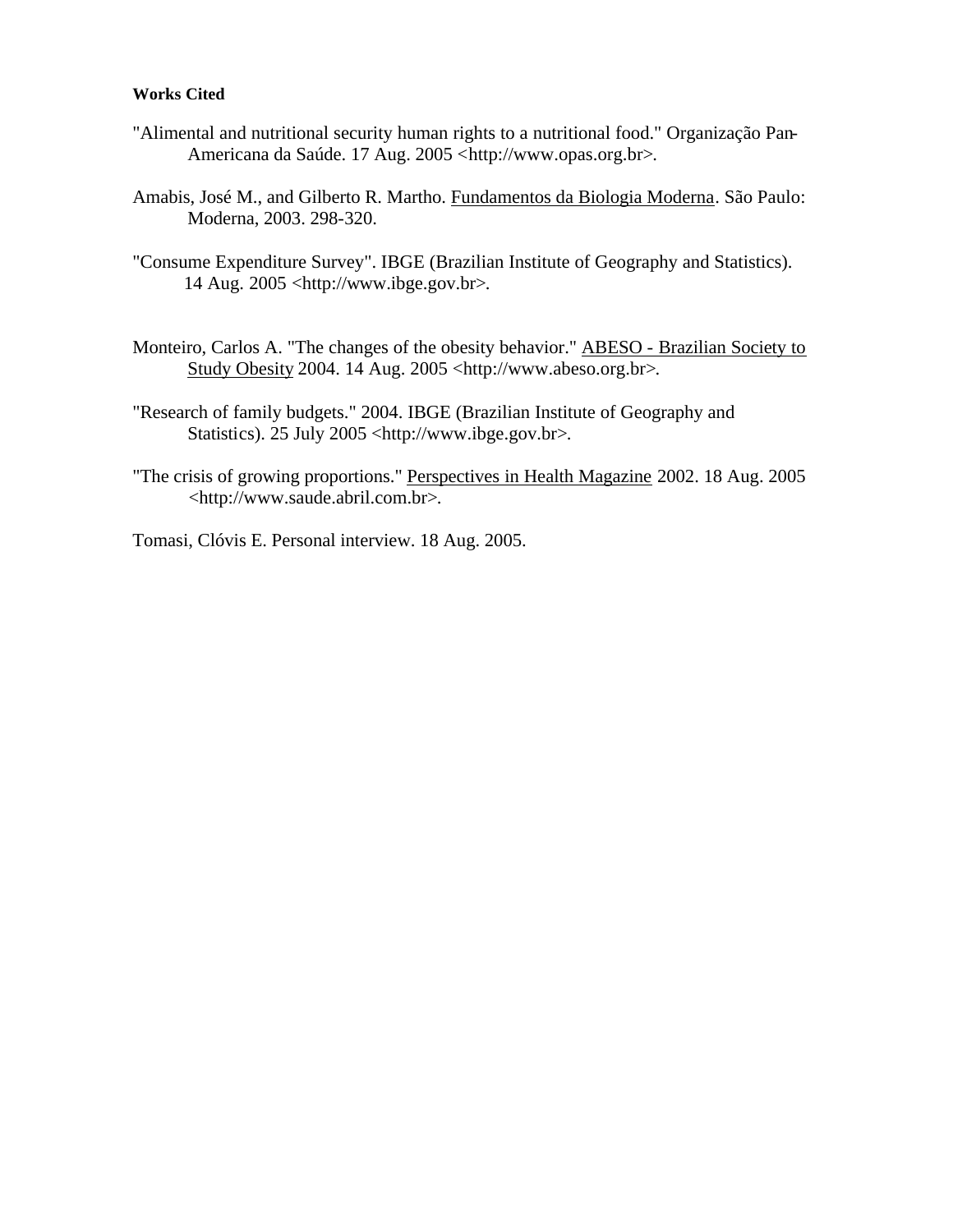**Works Cited**

"Alimental and nutritional security human rights to a nutritional food." Organização Pan-Americana da Saúde. 17 Aug. 2005 <http://www.opas.org.br>.

Amabis, José M., and Gilberto R. Martho. <u>Fundamentos da Biologia Moderna</u>. São Paulo: Moderna, 2003. 298-320.

"Consume Expenditure Survey". IBGE (Brazilian Institute of Geography and Statistics). 14 Aug. 2005 <http://www.ibge.gov.br>.

Monteiro, Carlos A. "The changes of the obesity behavior." <u>ABESO - Brazilian Society to Study Obesity</u> 2004. 14 Aug. 2005 <http://www.abeso.org.br>.

"Research of family budgets." 2004. IBGE (Brazilian Institute of Geography and Statistics). 25 July 2005 <http://www.ibge.gov.br>.

"The crisis of growing proportions." <u>Perspectives in Health Magazine</u> 2002. 18 Aug. 2005 <http://www.saude.abril.com.br>.

Tomasi, Clóvis E. Personal interview. 18 Aug. 2005.